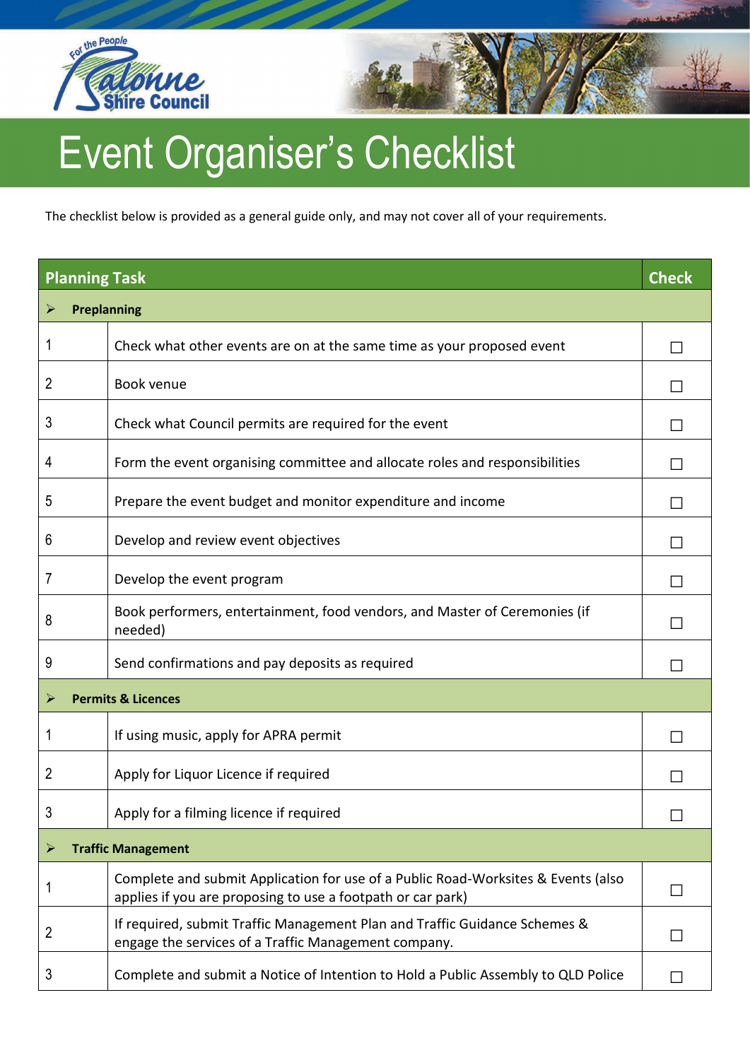# Event Organiser's Checklist

The checklist below is provided as a general guide only, and may not cover all of your requirements.

| Planning Task | | Check |
|---|---|---|
| ➢ **Preplanning** | | |
| 1 | Check what other events are on at the same time as your proposed event | ☐ |
| 2 | Book venue | ☐ |
| 3 | Check what Council permits are required for the event | ☐ |
| 4 | Form the event organising committee and allocate roles and responsibilities | ☐ |
| 5 | Prepare the event budget and monitor expenditure and income | ☐ |
| 6 | Develop and review event objectives | ☐ |
| 7 | Develop the event program | ☐ |
| 8 | Book performers, entertainment, food vendors, and Master of Ceremonies (if needed) | ☐ |
| 9 | Send confirmations and pay deposits as required | ☐ |
| ➢ **Permits & Licences** | | |
| 1 | If using music, apply for APRA permit | ☐ |
| 2 | Apply for Liquor Licence if required | ☐ |
| 3 | Apply for a filming licence if required | ☐ |
| ➢ **Traffic Management** | | |
| 1 | Complete and submit Application for use of a Public Road-Worksites & Events (also applies if you are proposing to use a footpath or car park) | ☐ |
| 2 | If required, submit Traffic Management Plan and Traffic Guidance Schemes & engage the services of a Traffic Management company. | ☐ |
| 3 | Complete and submit a Notice of Intention to Hold a Public Assembly to QLD Police | ☐ |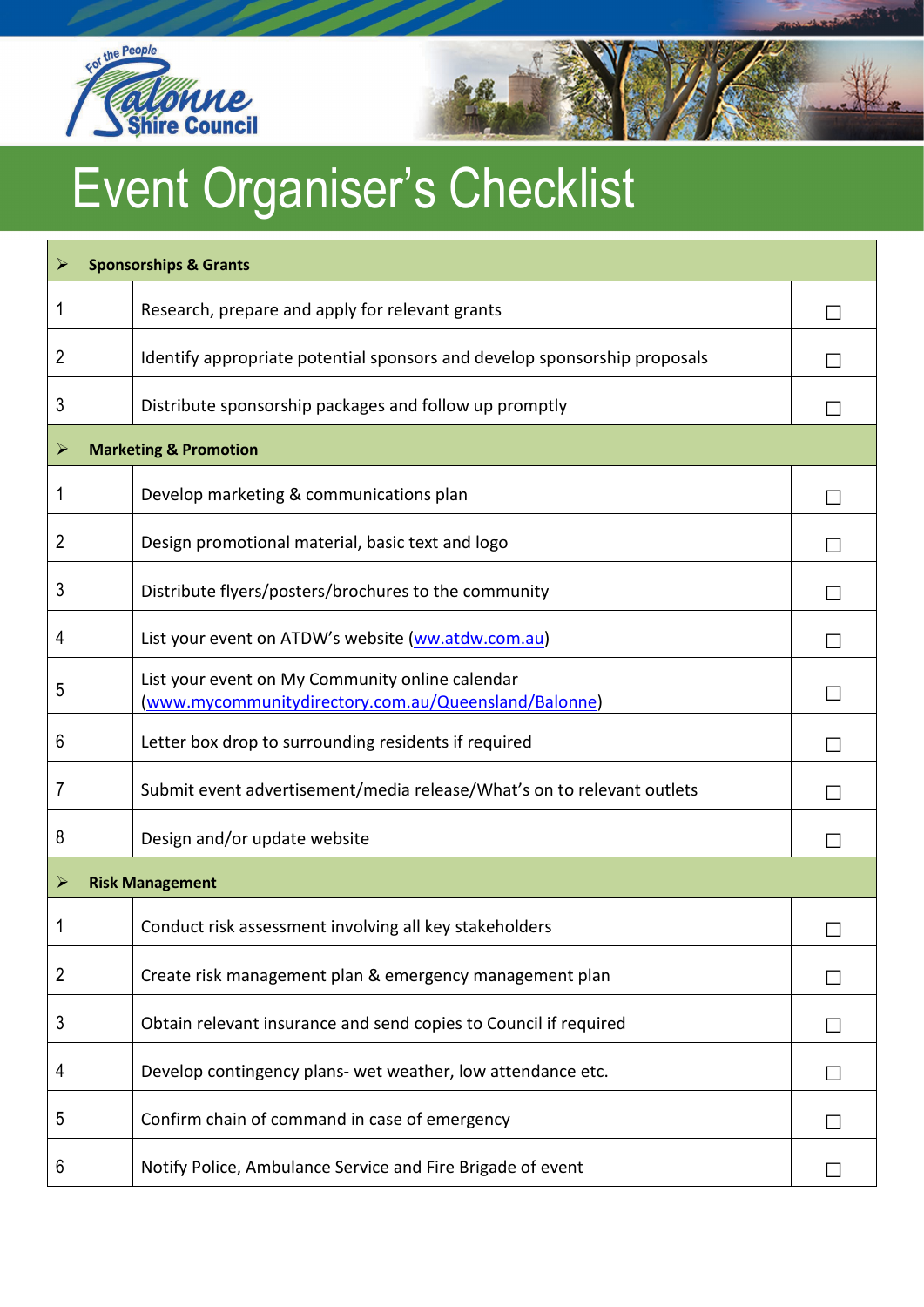Salonne Shire Council

# Event Organiser's Checklist

| | | |
|---|---|---|
| ➢ **Sponsorships & Grants** | | |
| 1 | Research, prepare and apply for relevant grants | ☐ |
| 2 | Identify appropriate potential sponsors and develop sponsorship proposals | ☐ |
| 3 | Distribute sponsorship packages and follow up promptly | ☐ |
| ➢ **Marketing & Promotion** | | |
| 1 | Develop marketing & communications plan | ☐ |
| 2 | Design promotional material, basic text and logo | ☐ |
| 3 | Distribute flyers/posters/brochures to the community | ☐ |
| 4 | List your event on ATDW's website (ww.atdw.com.au) | ☐ |
| 5 | List your event on My Community online calendar (www.mycommunitydirectory.com.au/Queensland/Balonne) | ☐ |
| 6 | Letter box drop to surrounding residents if required | ☐ |
| 7 | Submit event advertisement/media release/What's on to relevant outlets | ☐ |
| 8 | Design and/or update website | ☐ |
| ➢ **Risk Management** | | |
| 1 | Conduct risk assessment involving all key stakeholders | ☐ |
| 2 | Create risk management plan & emergency management plan | ☐ |
| 3 | Obtain relevant insurance and send copies to Council if required | ☐ |
| 4 | Develop contingency plans- wet weather, low attendance etc. | ☐ |
| 5 | Confirm chain of command in case of emergency | ☐ |
| 6 | Notify Police, Ambulance Service and Fire Brigade of event | ☐ |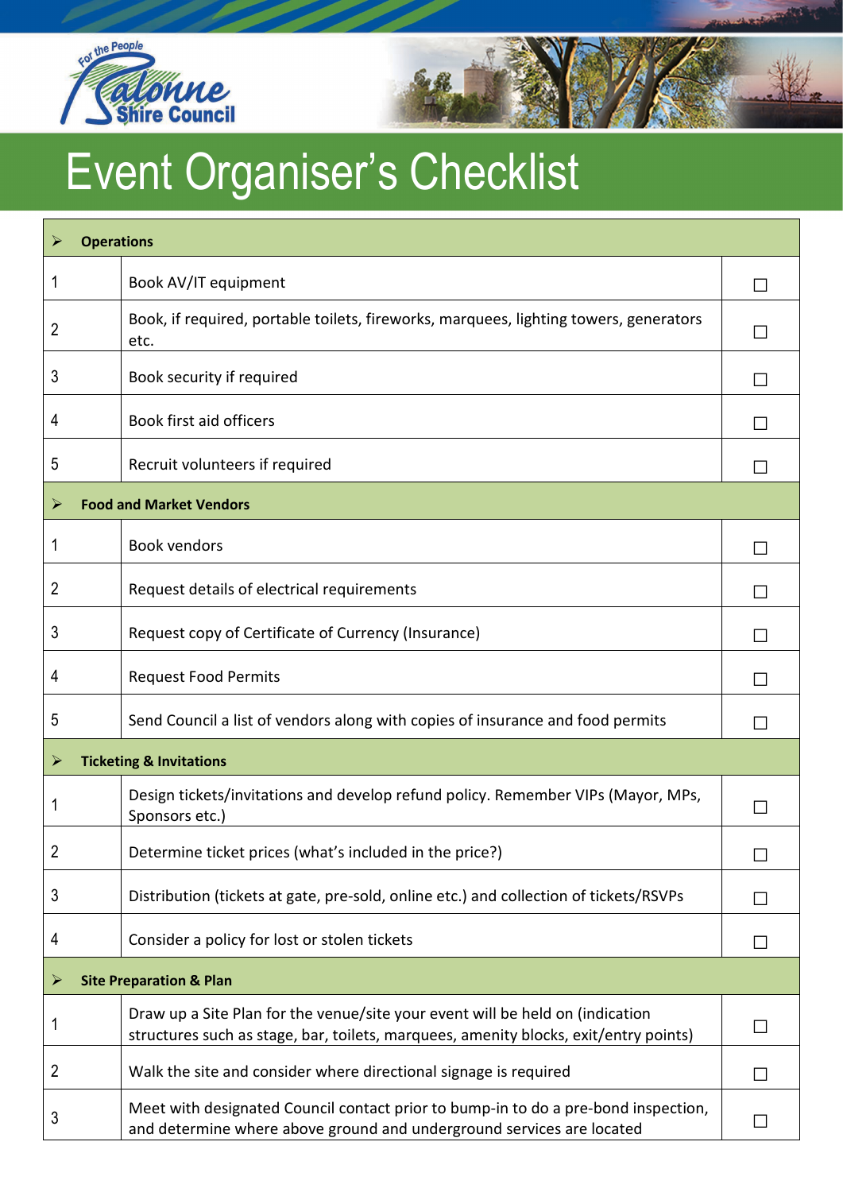# Event Organiser's Checklist

| | | |
|---|---|---|
| ➢ **Operations** | | |
| 1 | Book AV/IT equipment | ☐ |
| 2 | Book, if required, portable toilets, fireworks, marquees, lighting towers, generators etc. | ☐ |
| 3 | Book security if required | ☐ |
| 4 | Book first aid officers | ☐ |
| 5 | Recruit volunteers if required | ☐ |
| ➢ **Food and Market Vendors** | | |
| 1 | Book vendors | ☐ |
| 2 | Request details of electrical requirements | ☐ |
| 3 | Request copy of Certificate of Currency (Insurance) | ☐ |
| 4 | Request Food Permits | ☐ |
| 5 | Send Council a list of vendors along with copies of insurance and food permits | ☐ |
| ➢ **Ticketing & Invitations** | | |
| 1 | Design tickets/invitations and develop refund policy. Remember VIPs (Mayor, MPs, Sponsors etc.) | ☐ |
| 2 | Determine ticket prices (what's included in the price?) | ☐ |
| 3 | Distribution (tickets at gate, pre-sold, online etc.) and collection of tickets/RSVPs | ☐ |
| 4 | Consider a policy for lost or stolen tickets | ☐ |
| ➢ **Site Preparation & Plan** | | |
| 1 | Draw up a Site Plan for the venue/site your event will be held on (indication structures such as stage, bar, toilets, marquees, amenity blocks, exit/entry points) | ☐ |
| 2 | Walk the site and consider where directional signage is required | ☐ |
| 3 | Meet with designated Council contact prior to bump-in to do a pre-bond inspection, and determine where above ground and underground services are located | ☐ |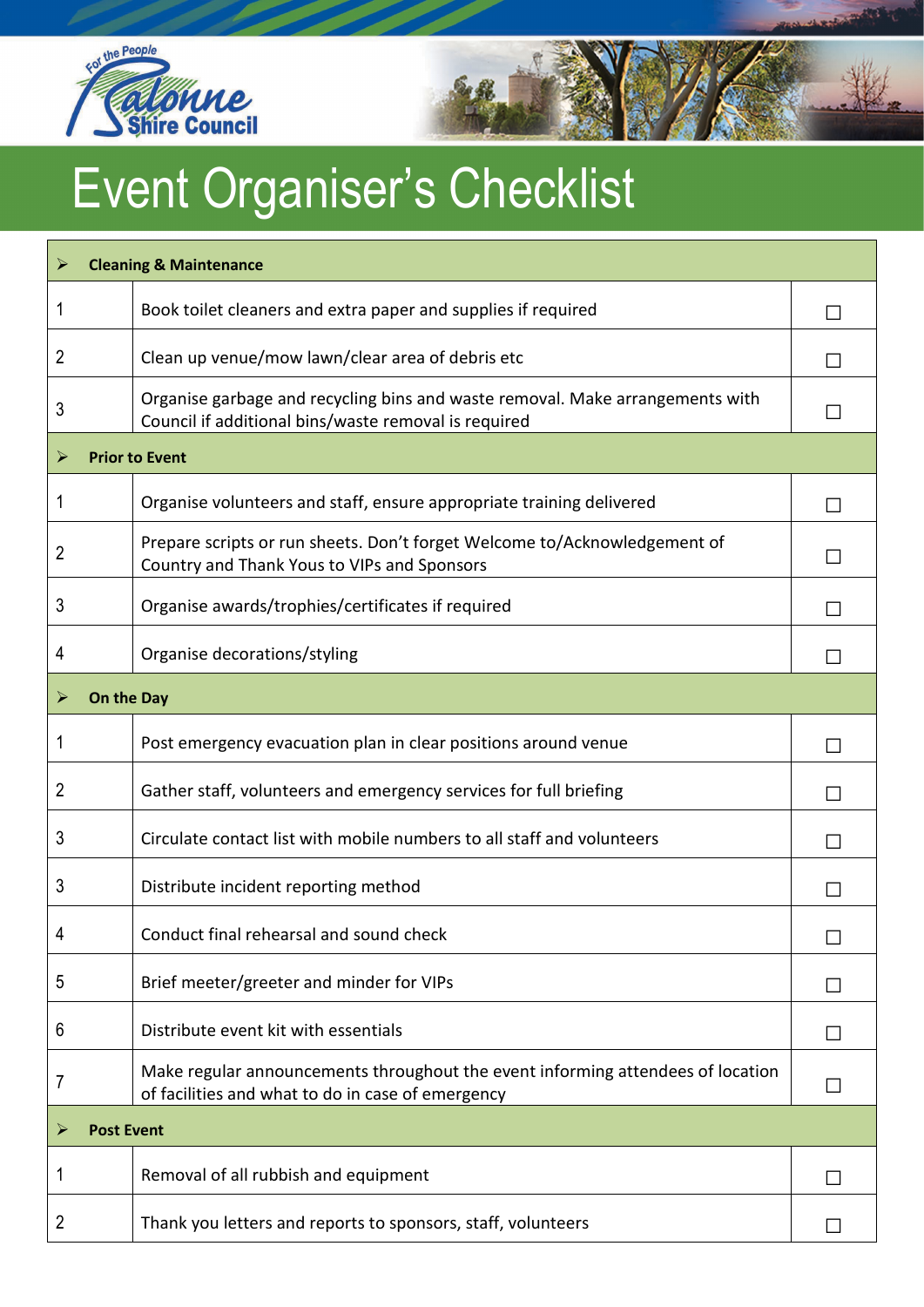# Event Organiser's Checklist

| | | |
|---|---|---|
| ➢ **Cleaning & Maintenance** | | |
| 1 | Book toilet cleaners and extra paper and supplies if required | ☐ |
| 2 | Clean up venue/mow lawn/clear area of debris etc | ☐ |
| 3 | Organise garbage and recycling bins and waste removal. Make arrangements with Council if additional bins/waste removal is required | ☐ |
| ➢ **Prior to Event** | | |
| 1 | Organise volunteers and staff, ensure appropriate training delivered | ☐ |
| 2 | Prepare scripts or run sheets. Don't forget Welcome to/Acknowledgement of Country and Thank Yous to VIPs and Sponsors | ☐ |
| 3 | Organise awards/trophies/certificates if required | ☐ |
| 4 | Organise decorations/styling | ☐ |
| ➢ **On the Day** | | |
| 1 | Post emergency evacuation plan in clear positions around venue | ☐ |
| 2 | Gather staff, volunteers and emergency services for full briefing | ☐ |
| 3 | Circulate contact list with mobile numbers to all staff and volunteers | ☐ |
| 3 | Distribute incident reporting method | ☐ |
| 4 | Conduct final rehearsal and sound check | ☐ |
| 5 | Brief meeter/greeter and minder for VIPs | ☐ |
| 6 | Distribute event kit with essentials | ☐ |
| 7 | Make regular announcements throughout the event informing attendees of location of facilities and what to do in case of emergency | ☐ |
| ➢ **Post Event** | | |
| 1 | Removal of all rubbish and equipment | ☐ |
| 2 | Thank you letters and reports to sponsors, staff, volunteers | ☐ |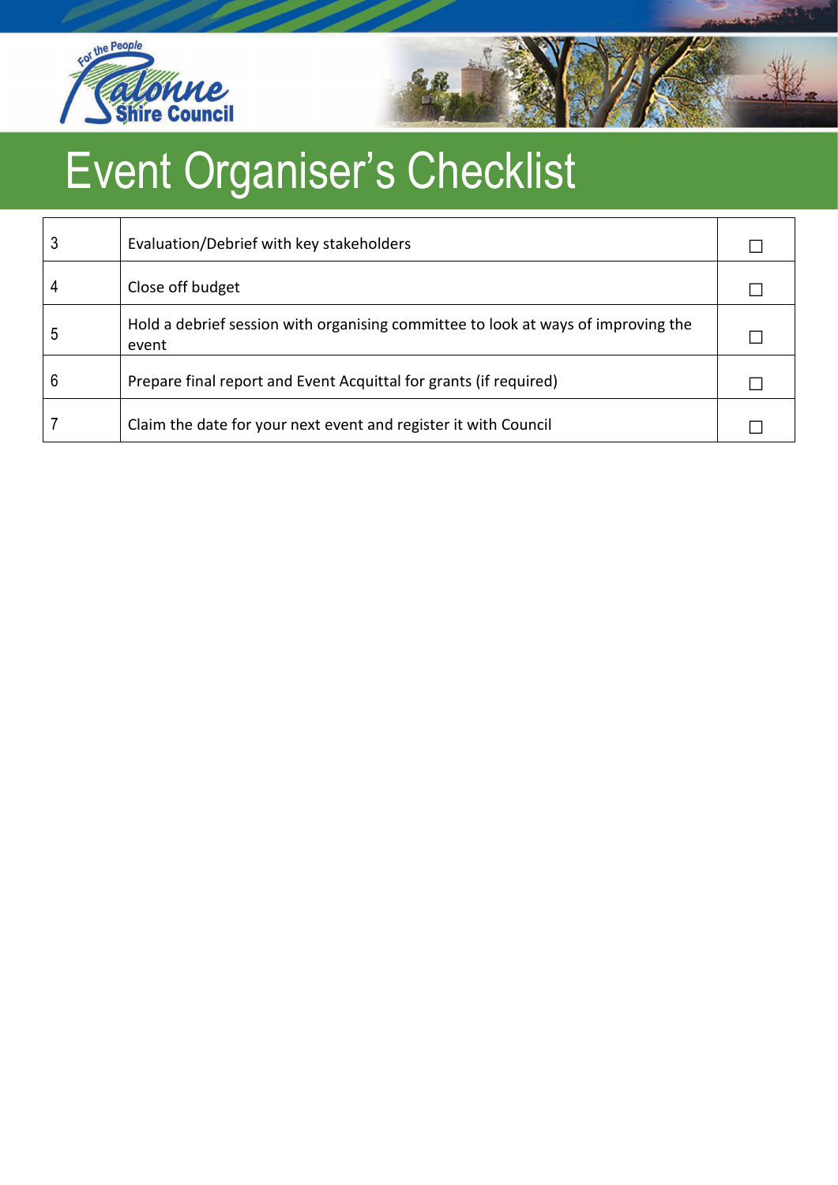# Event Organiser's Checklist

| | | |
|---|---|---|
| 3 | Evaluation/Debrief with key stakeholders | ☐ |
| 4 | Close off budget | ☐ |
| 5 | Hold a debrief session with organising committee to look at ways of improving the event | ☐ |
| 6 | Prepare final report and Event Acquittal for grants (if required) | ☐ |
| 7 | Claim the date for your next event and register it with Council | ☐ |